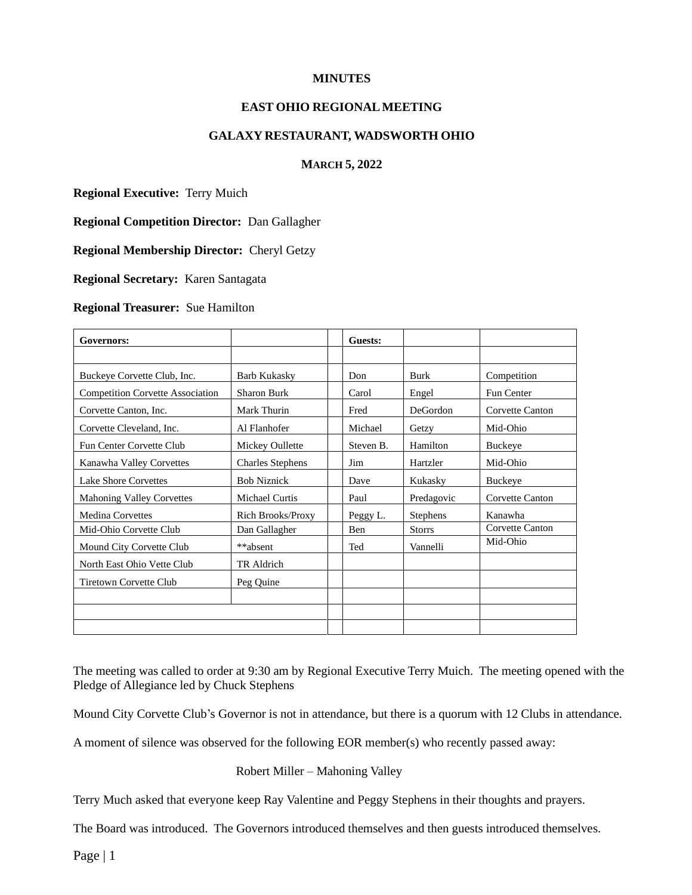**MINUTES**

**EAST OHIO REGIONAL MEETING**

**GALAXY RESTAURANT, WADSWORTH OHIO**

**MARCH 5, 2022**

**Regional Executive:** Terry Muich

**Regional Competition Director:** Dan Gallagher

**Regional Membership Director:** Cheryl Getzy

**Regional Secretary:** Karen Santagata

**Regional Treasurer:** Sue Hamilton

| **Governors:** | | | **Guests:** | | |
|---|---|---|---|---|---|
| | | | | | |
| Buckeye Corvette Club, Inc. | Barb Kukasky | | Don | Burk | Competition |
| Competition Corvette Association | Sharon Burk | | Carol | Engel | Fun Center |
| Corvette Canton, Inc. | Mark Thurin | | Fred | DeGordon | Corvette Canton |
| Corvette Cleveland, Inc. | Al Flanhofer | | Michael | Getzy | Mid-Ohio |
| Fun Center Corvette Club | Mickey Oullette | | Steven B. | Hamilton | Buckeye |
| Kanawha Valley Corvettes | Charles Stephens | | Jim | Hartzler | Mid-Ohio |
| Lake Shore Corvettes | Bob Niznick | | Dave | Kukasky | Buckeye |
| Mahoning Valley Corvettes | Michael Curtis | | Paul | Predagovic | Corvette Canton |
| Medina Corvettes | Rich Brooks/Proxy | | Peggy L. | Stephens | Kanawha |
| Mid-Ohio Corvette Club | Dan Gallagher | | Ben | Storrs | Corvette Canton |
| Mound City Corvette Club | **absent | | Ted | Vannelli | Mid-Ohio |
| North East Ohio Vette Club | TR Aldrich | | | | |
| Tiretown Corvette Club | Peg Quine | | | | |

The meeting was called to order at 9:30 am by Regional Executive Terry Muich. The meeting opened with the Pledge of Allegiance led by Chuck Stephens

Mound City Corvette Club's Governor is not in attendance, but there is a quorum with 12 Clubs in attendance.

A moment of silence was observed for the following EOR member(s) who recently passed away:

Robert Miller – Mahoning Valley

Terry Much asked that everyone keep Ray Valentine and Peggy Stephens in their thoughts and prayers.

The Board was introduced. The Governors introduced themselves and then guests introduced themselves.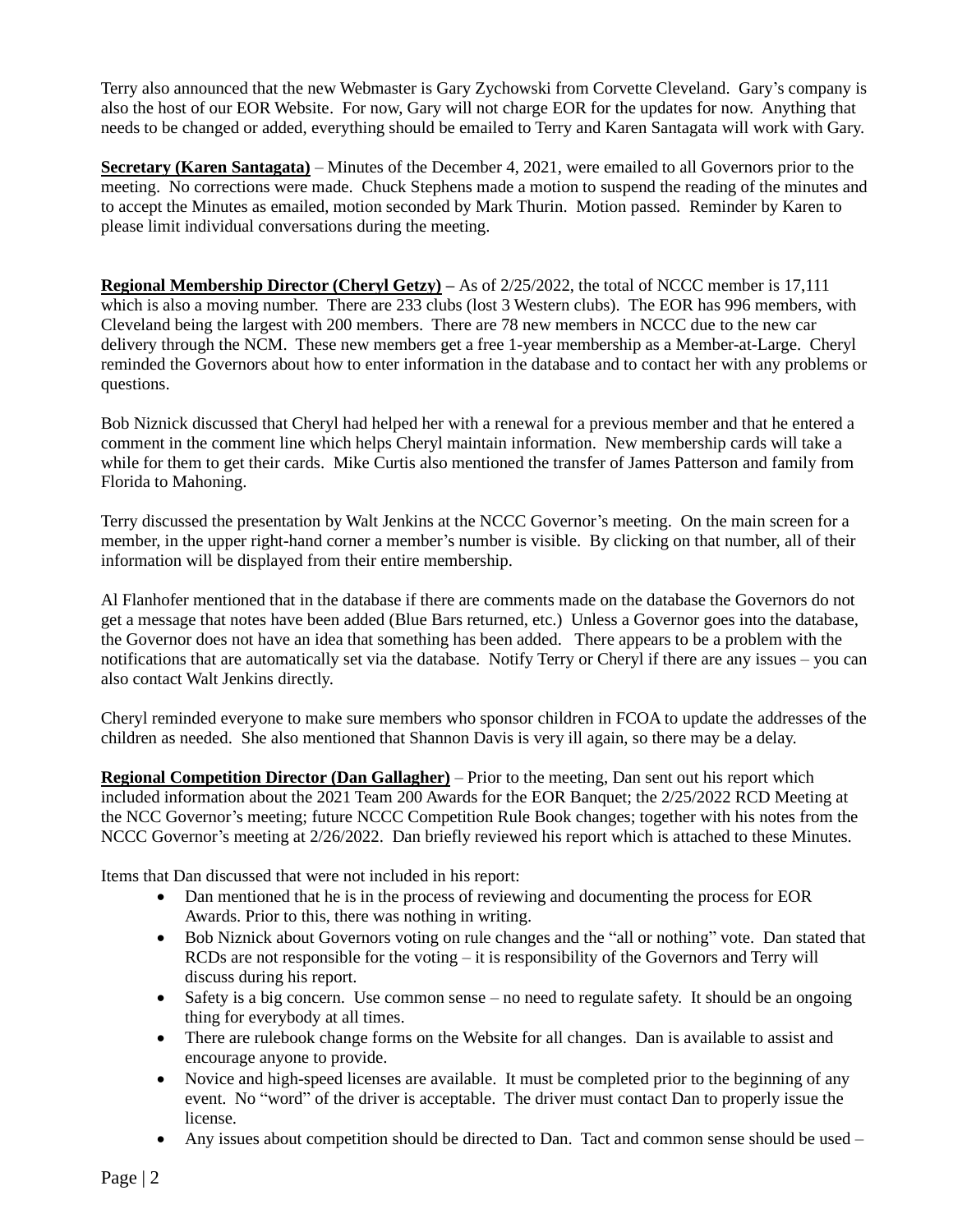Terry also announced that the new Webmaster is Gary Zychowski from Corvette Cleveland. Gary's company is also the host of our EOR Website. For now, Gary will not charge EOR for the updates for now. Anything that needs to be changed or added, everything should be emailed to Terry and Karen Santagata will work with Gary.

**Secretary (Karen Santagata)** – Minutes of the December 4, 2021, were emailed to all Governors prior to the meeting. No corrections were made. Chuck Stephens made a motion to suspend the reading of the minutes and to accept the Minutes as emailed, motion seconded by Mark Thurin. Motion passed. Reminder by Karen to please limit individual conversations during the meeting.

**Regional Membership Director (Cheryl Getzy)** – As of 2/25/2022, the total of NCCC member is 17,111 which is also a moving number. There are 233 clubs (lost 3 Western clubs). The EOR has 996 members, with Cleveland being the largest with 200 members. There are 78 new members in NCCC due to the new car delivery through the NCM. These new members get a free 1-year membership as a Member-at-Large. Cheryl reminded the Governors about how to enter information in the database and to contact her with any problems or questions.

Bob Niznick discussed that Cheryl had helped her with a renewal for a previous member and that he entered a comment in the comment line which helps Cheryl maintain information. New membership cards will take a while for them to get their cards. Mike Curtis also mentioned the transfer of James Patterson and family from Florida to Mahoning.

Terry discussed the presentation by Walt Jenkins at the NCCC Governor's meeting. On the main screen for a member, in the upper right-hand corner a member's number is visible. By clicking on that number, all of their information will be displayed from their entire membership.

Al Flanhofer mentioned that in the database if there are comments made on the database the Governors do not get a message that notes have been added (Blue Bars returned, etc.) Unless a Governor goes into the database, the Governor does not have an idea that something has been added. There appears to be a problem with the notifications that are automatically set via the database. Notify Terry or Cheryl if there are any issues – you can also contact Walt Jenkins directly.

Cheryl reminded everyone to make sure members who sponsor children in FCOA to update the addresses of the children as needed. She also mentioned that Shannon Davis is very ill again, so there may be a delay.

**Regional Competition Director (Dan Gallagher)** – Prior to the meeting, Dan sent out his report which included information about the 2021 Team 200 Awards for the EOR Banquet; the 2/25/2022 RCD Meeting at the NCC Governor's meeting; future NCCC Competition Rule Book changes; together with his notes from the NCCC Governor's meeting at 2/26/2022. Dan briefly reviewed his report which is attached to these Minutes.

Items that Dan discussed that were not included in his report:

- Dan mentioned that he is in the process of reviewing and documenting the process for EOR Awards. Prior to this, there was nothing in writing.
- Bob Niznick about Governors voting on rule changes and the "all or nothing" vote. Dan stated that RCDs are not responsible for the voting – it is responsibility of the Governors and Terry will discuss during his report.
- Safety is a big concern. Use common sense – no need to regulate safety. It should be an ongoing thing for everybody at all times.
- There are rulebook change forms on the Website for all changes. Dan is available to assist and encourage anyone to provide.
- Novice and high-speed licenses are available. It must be completed prior to the beginning of any event. No "word" of the driver is acceptable. The driver must contact Dan to properly issue the license.
- Any issues about competition should be directed to Dan. Tact and common sense should be used –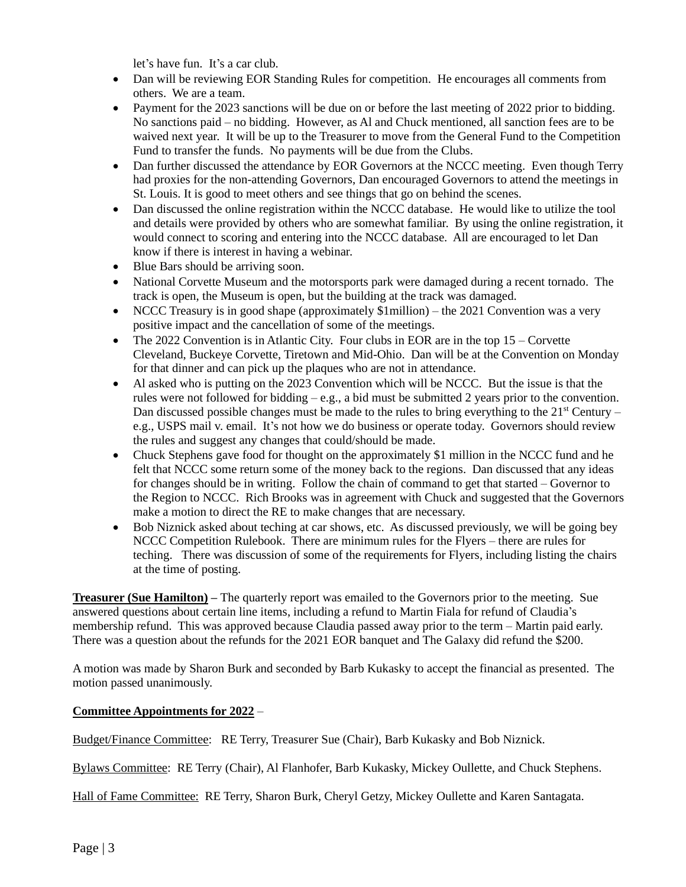let's have fun. It's a car club.

- Dan will be reviewing EOR Standing Rules for competition. He encourages all comments from others. We are a team.
- Payment for the 2023 sanctions will be due on or before the last meeting of 2022 prior to bidding. No sanctions paid – no bidding. However, as Al and Chuck mentioned, all sanction fees are to be waived next year. It will be up to the Treasurer to move from the General Fund to the Competition Fund to transfer the funds. No payments will be due from the Clubs.
- Dan further discussed the attendance by EOR Governors at the NCCC meeting. Even though Terry had proxies for the non-attending Governors, Dan encouraged Governors to attend the meetings in St. Louis. It is good to meet others and see things that go on behind the scenes.
- Dan discussed the online registration within the NCCC database. He would like to utilize the tool and details were provided by others who are somewhat familiar. By using the online registration, it would connect to scoring and entering into the NCCC database. All are encouraged to let Dan know if there is interest in having a webinar.
- Blue Bars should be arriving soon.
- National Corvette Museum and the motorsports park were damaged during a recent tornado. The track is open, the Museum is open, but the building at the track was damaged.
- NCCC Treasury is in good shape (approximately $1million) – the 2021 Convention was a very positive impact and the cancellation of some of the meetings.
- The 2022 Convention is in Atlantic City. Four clubs in EOR are in the top 15 – Corvette Cleveland, Buckeye Corvette, Tiretown and Mid-Ohio. Dan will be at the Convention on Monday for that dinner and can pick up the plaques who are not in attendance.
- Al asked who is putting on the 2023 Convention which will be NCCC. But the issue is that the rules were not followed for bidding – e.g., a bid must be submitted 2 years prior to the convention. Dan discussed possible changes must be made to the rules to bring everything to the 21st Century – e.g., USPS mail v. email. It's not how we do business or operate today. Governors should review the rules and suggest any changes that could/should be made.
- Chuck Stephens gave food for thought on the approximately $1 million in the NCCC fund and he felt that NCCC some return some of the money back to the regions. Dan discussed that any ideas for changes should be in writing. Follow the chain of command to get that started – Governor to the Region to NCCC. Rich Brooks was in agreement with Chuck and suggested that the Governors make a motion to direct the RE to make changes that are necessary.
- Bob Niznick asked about teching at car shows, etc. As discussed previously, we will be going bey NCCC Competition Rulebook. There are minimum rules for the Flyers – there are rules for teching. There was discussion of some of the requirements for Flyers, including listing the chairs at the time of posting.

**Treasurer (Sue Hamilton) –** The quarterly report was emailed to the Governors prior to the meeting. Sue answered questions about certain line items, including a refund to Martin Fiala for refund of Claudia's membership refund. This was approved because Claudia passed away prior to the term – Martin paid early. There was a question about the refunds for the 2021 EOR banquet and The Galaxy did refund the $200.

A motion was made by Sharon Burk and seconded by Barb Kukasky to accept the financial as presented. The motion passed unanimously.

**Committee Appointments for 2022** –

Budget/Finance Committee: RE Terry, Treasurer Sue (Chair), Barb Kukasky and Bob Niznick.

Bylaws Committee: RE Terry (Chair), Al Flanhofer, Barb Kukasky, Mickey Oullette, and Chuck Stephens.

Hall of Fame Committee: RE Terry, Sharon Burk, Cheryl Getzy, Mickey Oullette and Karen Santagata.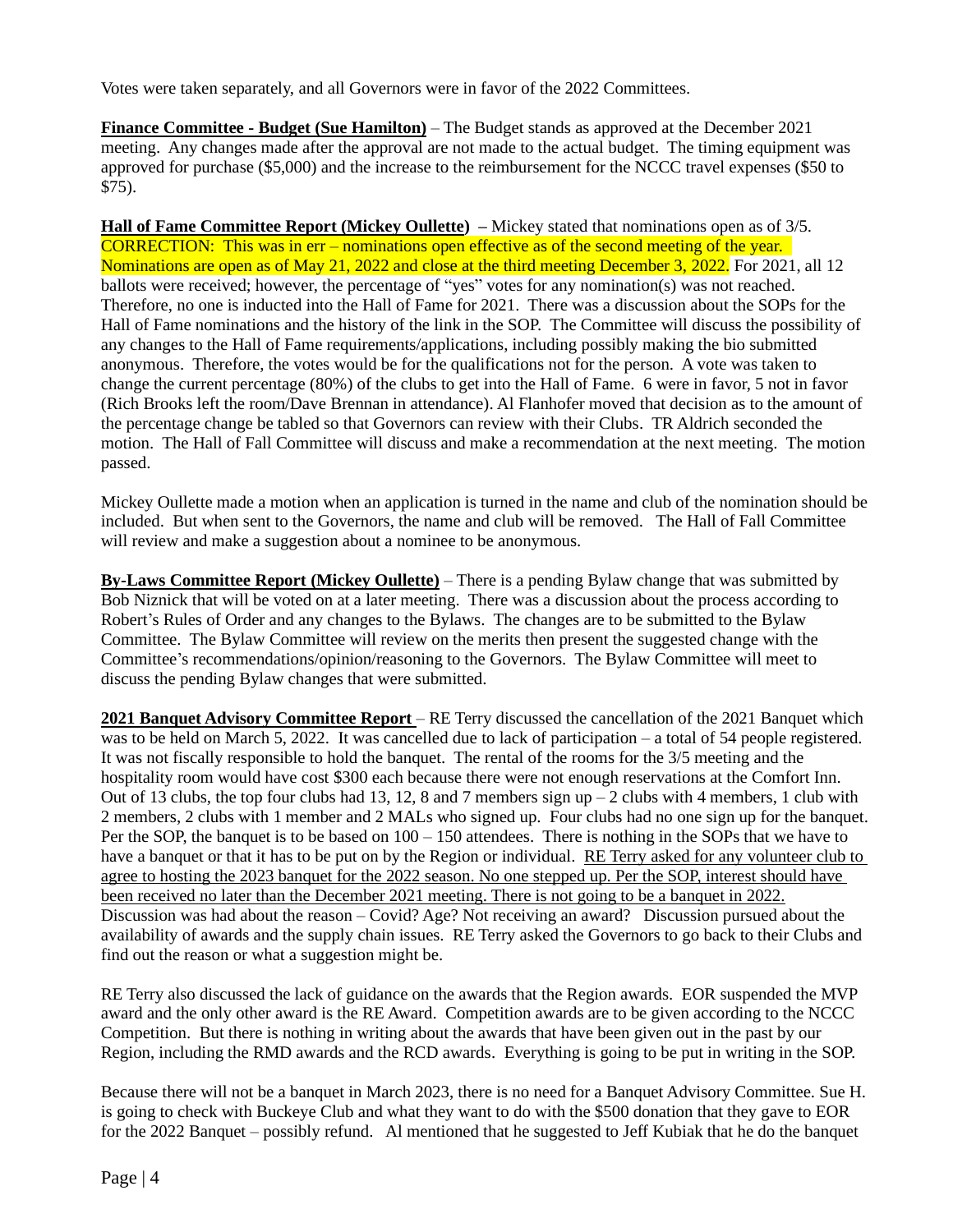Votes were taken separately, and all Governors were in favor of the 2022 Committees.

**Finance Committee - Budget (Sue Hamilton)** – The Budget stands as approved at the December 2021 meeting. Any changes made after the approval are not made to the actual budget. The timing equipment was approved for purchase ($5,000) and the increase to the reimbursement for the NCCC travel expenses ($50 to $75).

**Hall of Fame Committee Report (Mickey Oullette)** – Mickey stated that nominations open as of 3/5. CORRECTION: This was in err – nominations open effective as of the second meeting of the year. Nominations are open as of May 21, 2022 and close at the third meeting December 3, 2022. For 2021, all 12 ballots were received; however, the percentage of "yes" votes for any nomination(s) was not reached. Therefore, no one is inducted into the Hall of Fame for 2021. There was a discussion about the SOPs for the Hall of Fame nominations and the history of the link in the SOP. The Committee will discuss the possibility of any changes to the Hall of Fame requirements/applications, including possibly making the bio submitted anonymous. Therefore, the votes would be for the qualifications not for the person. A vote was taken to change the current percentage (80%) of the clubs to get into the Hall of Fame. 6 were in favor, 5 not in favor (Rich Brooks left the room/Dave Brennan in attendance). Al Flanhofer moved that decision as to the amount of the percentage change be tabled so that Governors can review with their Clubs. TR Aldrich seconded the motion. The Hall of Fall Committee will discuss and make a recommendation at the next meeting. The motion passed.

Mickey Oullette made a motion when an application is turned in the name and club of the nomination should be included. But when sent to the Governors, the name and club will be removed. The Hall of Fall Committee will review and make a suggestion about a nominee to be anonymous.

**By-Laws Committee Report (Mickey Oullette)** – There is a pending Bylaw change that was submitted by Bob Niznick that will be voted on at a later meeting. There was a discussion about the process according to Robert's Rules of Order and any changes to the Bylaws. The changes are to be submitted to the Bylaw Committee. The Bylaw Committee will review on the merits then present the suggested change with the Committee's recommendations/opinion/reasoning to the Governors. The Bylaw Committee will meet to discuss the pending Bylaw changes that were submitted.

**2021 Banquet Advisory Committee Report** – RE Terry discussed the cancellation of the 2021 Banquet which was to be held on March 5, 2022. It was cancelled due to lack of participation – a total of 54 people registered. It was not fiscally responsible to hold the banquet. The rental of the rooms for the 3/5 meeting and the hospitality room would have cost $300 each because there were not enough reservations at the Comfort Inn. Out of 13 clubs, the top four clubs had 13, 12, 8 and 7 members sign up – 2 clubs with 4 members, 1 club with 2 members, 2 clubs with 1 member and 2 MALs who signed up. Four clubs had no one sign up for the banquet. Per the SOP, the banquet is to be based on 100 – 150 attendees. There is nothing in the SOPs that we have to have a banquet or that it has to be put on by the Region or individual. RE Terry asked for any volunteer club to agree to hosting the 2023 banquet for the 2022 season. No one stepped up. Per the SOP, interest should have been received no later than the December 2021 meeting. There is not going to be a banquet in 2022. Discussion was had about the reason – Covid? Age? Not receiving an award? Discussion pursued about the availability of awards and the supply chain issues. RE Terry asked the Governors to go back to their Clubs and find out the reason or what a suggestion might be.

RE Terry also discussed the lack of guidance on the awards that the Region awards. EOR suspended the MVP award and the only other award is the RE Award. Competition awards are to be given according to the NCCC Competition. But there is nothing in writing about the awards that have been given out in the past by our Region, including the RMD awards and the RCD awards. Everything is going to be put in writing in the SOP.

Because there will not be a banquet in March 2023, there is no need for a Banquet Advisory Committee. Sue H. is going to check with Buckeye Club and what they want to do with the $500 donation that they gave to EOR for the 2022 Banquet – possibly refund. Al mentioned that he suggested to Jeff Kubiak that he do the banquet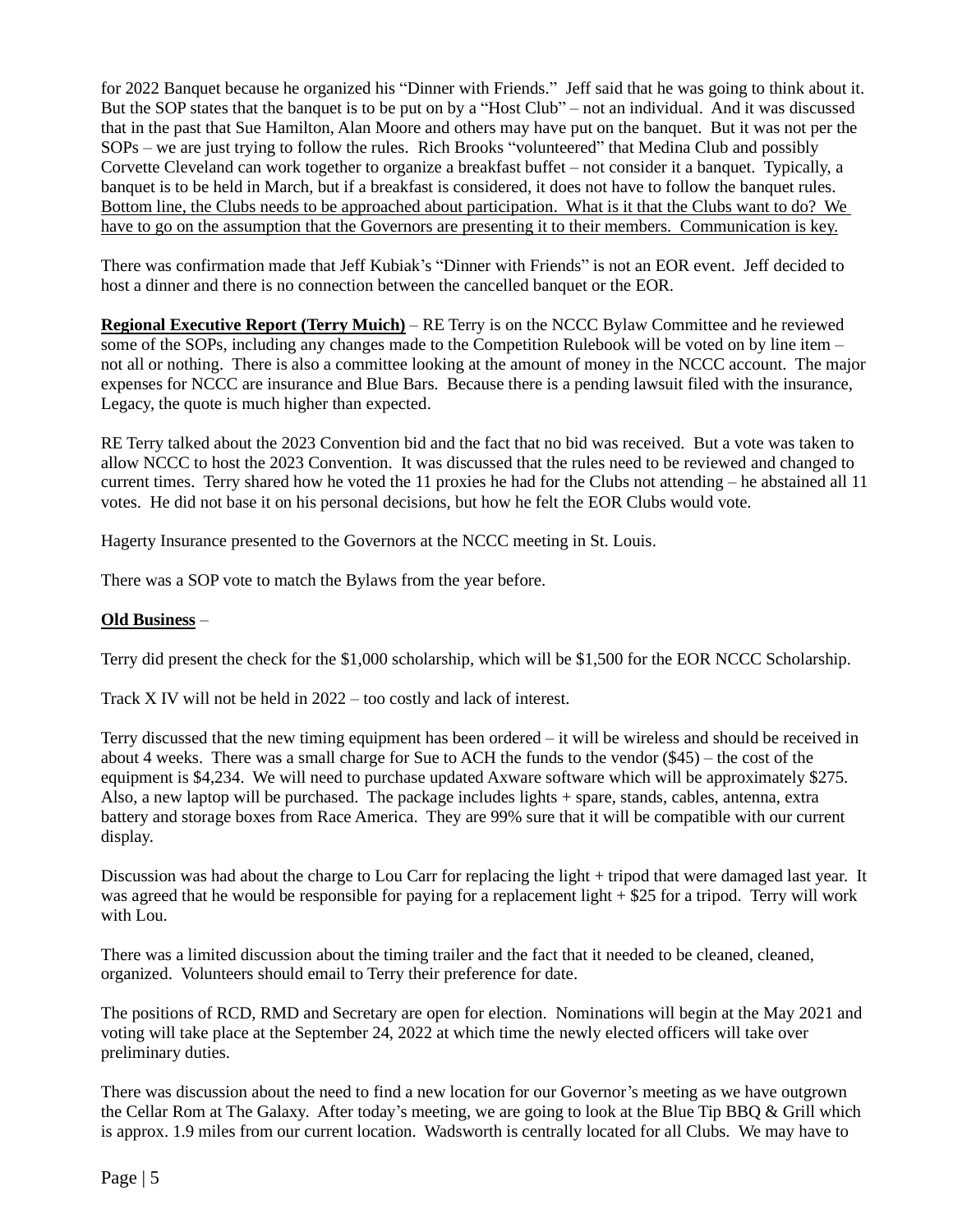for 2022 Banquet because he organized his "Dinner with Friends." Jeff said that he was going to think about it. But the SOP states that the banquet is to be put on by a "Host Club" – not an individual. And it was discussed that in the past that Sue Hamilton, Alan Moore and others may have put on the banquet. But it was not per the SOPs – we are just trying to follow the rules. Rich Brooks "volunteered" that Medina Club and possibly Corvette Cleveland can work together to organize a breakfast buffet – not consider it a banquet. Typically, a banquet is to be held in March, but if a breakfast is considered, it does not have to follow the banquet rules. <u>Bottom line, the Clubs needs to be approached about participation. What is it that the Clubs want to do? We have to go on the assumption that the Governors are presenting it to their members. Communication is key.</u>

There was confirmation made that Jeff Kubiak's "Dinner with Friends" is not an EOR event. Jeff decided to host a dinner and there is no connection between the cancelled banquet or the EOR.

<u>**Regional Executive Report (Terry Muich)**</u> – RE Terry is on the NCCC Bylaw Committee and he reviewed some of the SOPs, including any changes made to the Competition Rulebook will be voted on by line item – not all or nothing. There is also a committee looking at the amount of money in the NCCC account. The major expenses for NCCC are insurance and Blue Bars. Because there is a pending lawsuit filed with the insurance, Legacy, the quote is much higher than expected.

RE Terry talked about the 2023 Convention bid and the fact that no bid was received. But a vote was taken to allow NCCC to host the 2023 Convention. It was discussed that the rules need to be reviewed and changed to current times. Terry shared how he voted the 11 proxies he had for the Clubs not attending – he abstained all 11 votes. He did not base it on his personal decisions, but how he felt the EOR Clubs would vote.

Hagerty Insurance presented to the Governors at the NCCC meeting in St. Louis.

There was a SOP vote to match the Bylaws from the year before.

<u>**Old Business**</u> –

Terry did present the check for the $1,000 scholarship, which will be $1,500 for the EOR NCCC Scholarship.

Track X IV will not be held in 2022 – too costly and lack of interest.

Terry discussed that the new timing equipment has been ordered – it will be wireless and should be received in about 4 weeks. There was a small charge for Sue to ACH the funds to the vendor ($45) – the cost of the equipment is $4,234. We will need to purchase updated Axware software which will be approximately $275. Also, a new laptop will be purchased. The package includes lights + spare, stands, cables, antenna, extra battery and storage boxes from Race America. They are 99% sure that it will be compatible with our current display.

Discussion was had about the charge to Lou Carr for replacing the light + tripod that were damaged last year. It was agreed that he would be responsible for paying for a replacement light + $25 for a tripod. Terry will work with Lou.

There was a limited discussion about the timing trailer and the fact that it needed to be cleaned, cleaned, organized. Volunteers should email to Terry their preference for date.

The positions of RCD, RMD and Secretary are open for election. Nominations will begin at the May 2021 and voting will take place at the September 24, 2022 at which time the newly elected officers will take over preliminary duties.

There was discussion about the need to find a new location for our Governor's meeting as we have outgrown the Cellar Rom at The Galaxy. After today's meeting, we are going to look at the Blue Tip BBQ & Grill which is approx. 1.9 miles from our current location. Wadsworth is centrally located for all Clubs. We may have to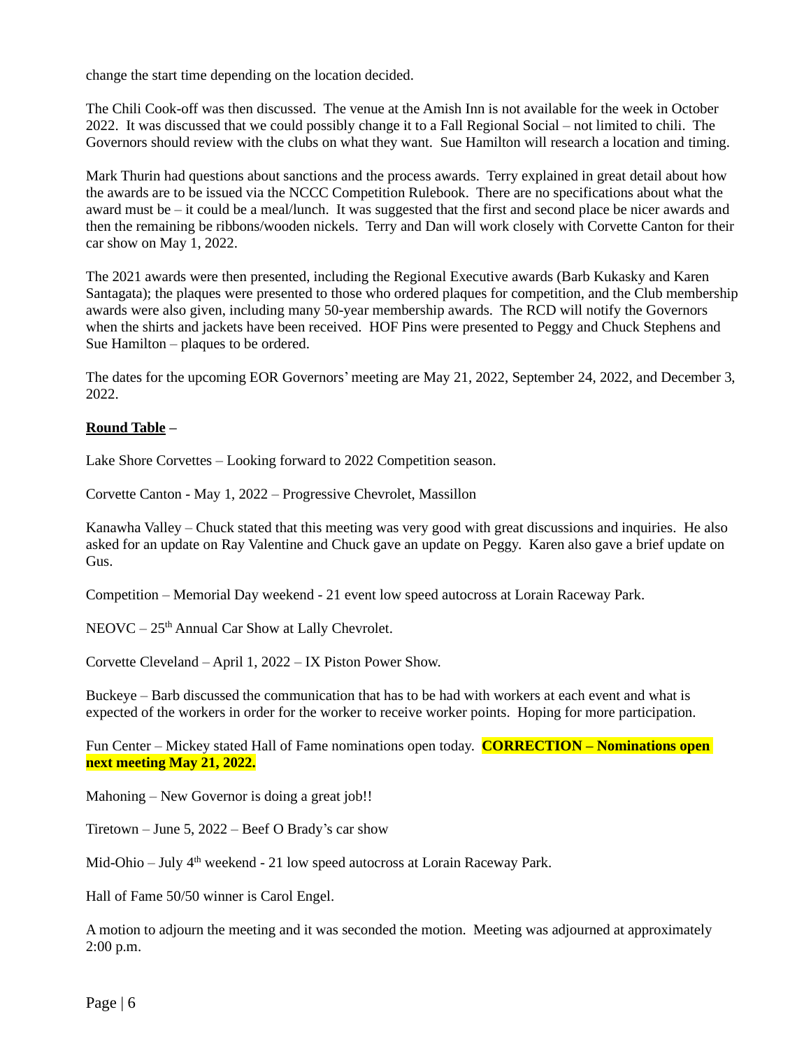change the start time depending on the location decided.

The Chili Cook-off was then discussed. The venue at the Amish Inn is not available for the week in October 2022. It was discussed that we could possibly change it to a Fall Regional Social – not limited to chili. The Governors should review with the clubs on what they want. Sue Hamilton will research a location and timing.

Mark Thurin had questions about sanctions and the process awards. Terry explained in great detail about how the awards are to be issued via the NCCC Competition Rulebook. There are no specifications about what the award must be – it could be a meal/lunch. It was suggested that the first and second place be nicer awards and then the remaining be ribbons/wooden nickels. Terry and Dan will work closely with Corvette Canton for their car show on May 1, 2022.

The 2021 awards were then presented, including the Regional Executive awards (Barb Kukasky and Karen Santagata); the plaques were presented to those who ordered plaques for competition, and the Club membership awards were also given, including many 50-year membership awards. The RCD will notify the Governors when the shirts and jackets have been received. HOF Pins were presented to Peggy and Chuck Stephens and Sue Hamilton – plaques to be ordered.

The dates for the upcoming EOR Governors' meeting are May 21, 2022, September 24, 2022, and December 3, 2022.

**<u>Round Table</u> –**

Lake Shore Corvettes – Looking forward to 2022 Competition season.

Corvette Canton - May 1, 2022 – Progressive Chevrolet, Massillon

Kanawha Valley – Chuck stated that this meeting was very good with great discussions and inquiries. He also asked for an update on Ray Valentine and Chuck gave an update on Peggy. Karen also gave a brief update on Gus.

Competition – Memorial Day weekend - 21 event low speed autocross at Lorain Raceway Park.

NEOVC – 25th Annual Car Show at Lally Chevrolet.

Corvette Cleveland – April 1, 2022 – IX Piston Power Show.

Buckeye – Barb discussed the communication that has to be had with workers at each event and what is expected of the workers in order for the worker to receive worker points. Hoping for more participation.

Fun Center – Mickey stated Hall of Fame nominations open today. **CORRECTION – Nominations open next meeting May 21, 2022.**

Mahoning – New Governor is doing a great job!!

Tiretown – June 5, 2022 – Beef O Brady's car show

Mid-Ohio – July 4th weekend - 21 low speed autocross at Lorain Raceway Park.

Hall of Fame 50/50 winner is Carol Engel.

A motion to adjourn the meeting and it was seconded the motion. Meeting was adjourned at approximately 2:00 p.m.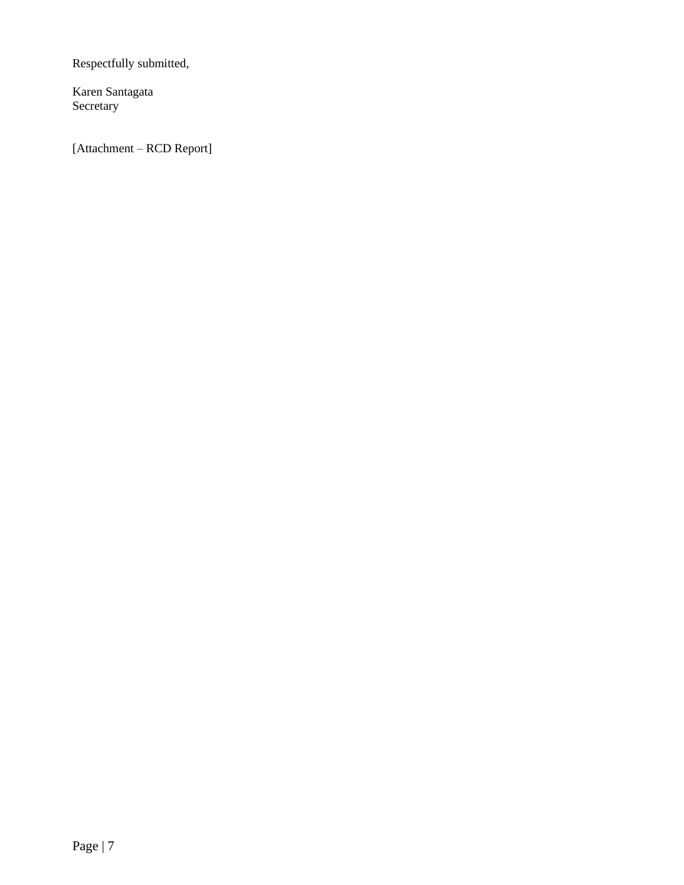Respectfully submitted,

Karen Santagata
Secretary

[Attachment – RCD Report]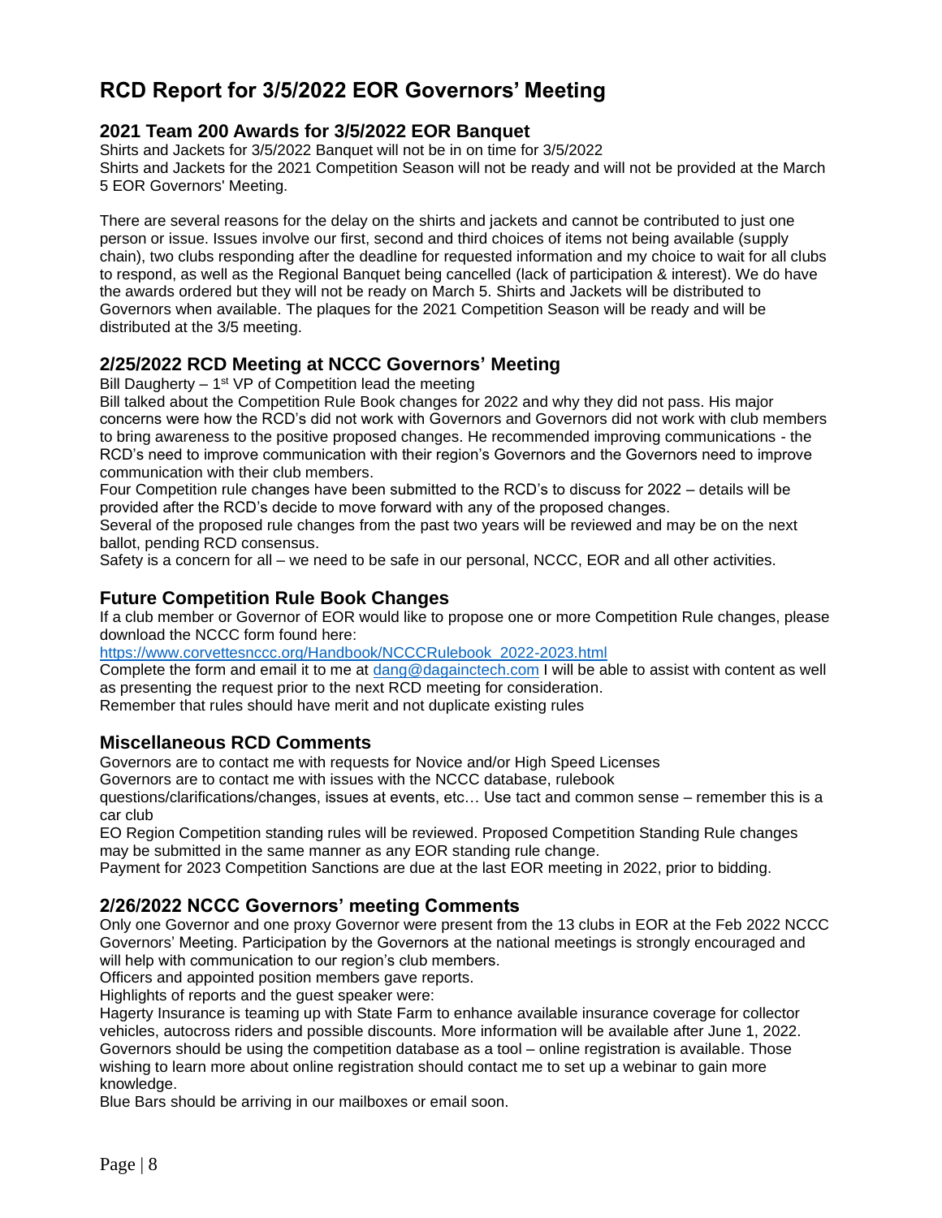# RCD Report for 3/5/2022 EOR Governors' Meeting

## 2021 Team 200 Awards for 3/5/2022 EOR Banquet

Shirts and Jackets for 3/5/2022 Banquet will not be in on time for 3/5/2022
Shirts and Jackets for the 2021 Competition Season will not be ready and will not be provided at the March 5 EOR Governors' Meeting.

There are several reasons for the delay on the shirts and jackets and cannot be contributed to just one person or issue. Issues involve our first, second and third choices of items not being available (supply chain), two clubs responding after the deadline for requested information and my choice to wait for all clubs to respond, as well as the Regional Banquet being cancelled (lack of participation & interest). We do have the awards ordered but they will not be ready on March 5. Shirts and Jackets will be distributed to Governors when available. The plaques for the 2021 Competition Season will be ready and will be distributed at the 3/5 meeting.

## 2/25/2022 RCD Meeting at NCCC Governors' Meeting

Bill Daugherty – 1st VP of Competition lead the meeting
Bill talked about the Competition Rule Book changes for 2022 and why they did not pass. His major concerns were how the RCD's did not work with Governors and Governors did not work with club members to bring awareness to the positive proposed changes. He recommended improving communications - the RCD's need to improve communication with their region's Governors and the Governors need to improve communication with their club members.
Four Competition rule changes have been submitted to the RCD's to discuss for 2022 – details will be provided after the RCD's decide to move forward with any of the proposed changes.
Several of the proposed rule changes from the past two years will be reviewed and may be on the next ballot, pending RCD consensus.
Safety is a concern for all – we need to be safe in our personal, NCCC, EOR and all other activities.

## Future Competition Rule Book Changes

If a club member or Governor of EOR would like to propose one or more Competition Rule changes, please download the NCCC form found here:
https://www.corvettesnccc.org/Handbook/NCCCRulebook_2022-2023.html
Complete the form and email it to me at dang@dagainctech.com I will be able to assist with content as well as presenting the request prior to the next RCD meeting for consideration.
Remember that rules should have merit and not duplicate existing rules

## Miscellaneous RCD Comments

Governors are to contact me with requests for Novice and/or High Speed Licenses
Governors are to contact me with issues with the NCCC database, rulebook questions/clarifications/changes, issues at events, etc… Use tact and common sense – remember this is a car club
EO Region Competition standing rules will be reviewed. Proposed Competition Standing Rule changes may be submitted in the same manner as any EOR standing rule change.
Payment for 2023 Competition Sanctions are due at the last EOR meeting in 2022, prior to bidding.

## 2/26/2022 NCCC Governors' meeting Comments

Only one Governor and one proxy Governor were present from the 13 clubs in EOR at the Feb 2022 NCCC Governors' Meeting. Participation by the Governors at the national meetings is strongly encouraged and will help with communication to our region's club members.
Officers and appointed position members gave reports.
Highlights of reports and the guest speaker were:
Hagerty Insurance is teaming up with State Farm to enhance available insurance coverage for collector vehicles, autocross riders and possible discounts. More information will be available after June 1, 2022.
Governors should be using the competition database as a tool – online registration is available. Those wishing to learn more about online registration should contact me to set up a webinar to gain more knowledge.
Blue Bars should be arriving in our mailboxes or email soon.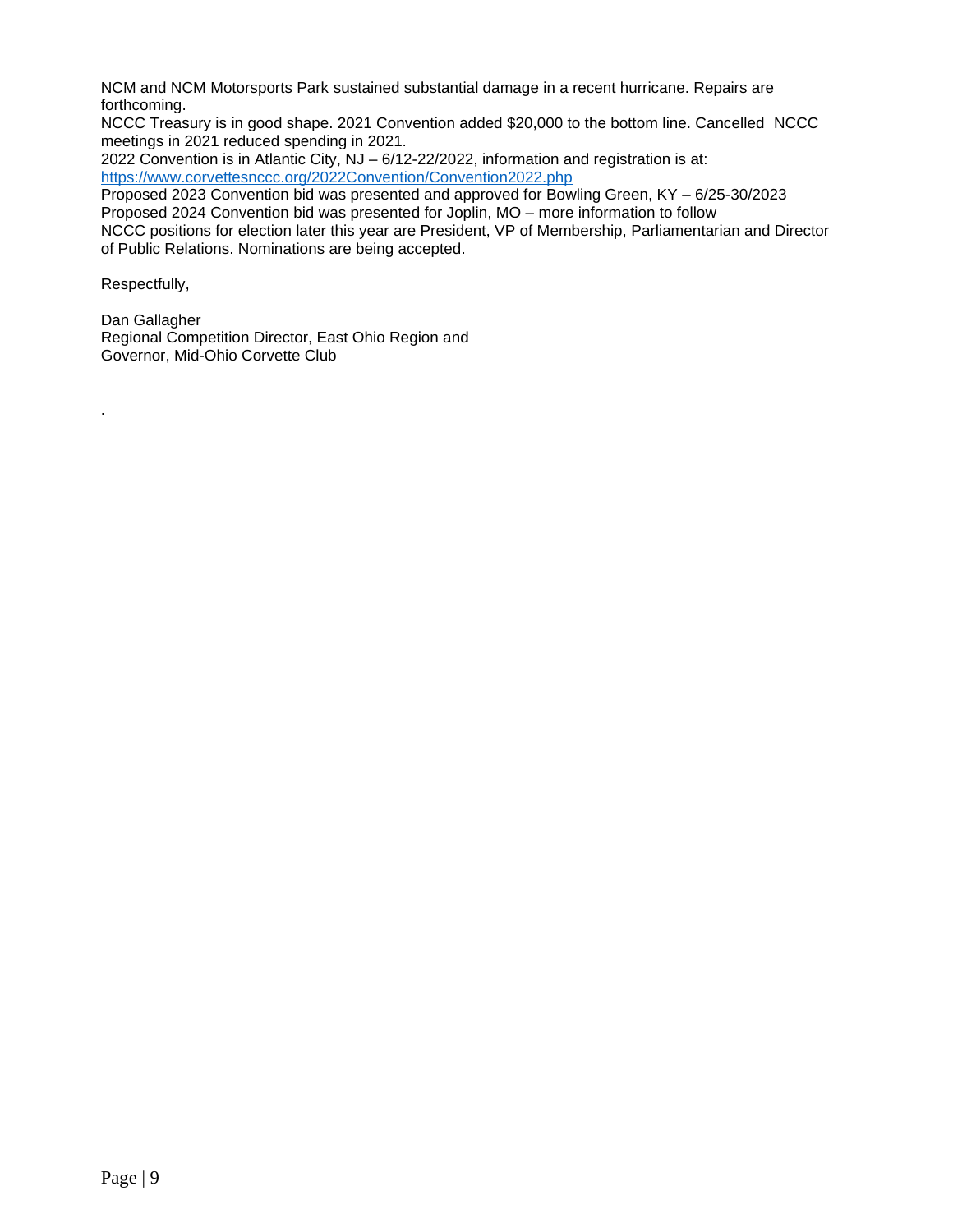NCM and NCM Motorsports Park sustained substantial damage in a recent hurricane. Repairs are forthcoming.
NCCC Treasury is in good shape. 2021 Convention added $20,000 to the bottom line. Cancelled NCCC meetings in 2021 reduced spending in 2021.
2022 Convention is in Atlantic City, NJ – 6/12-22/2022, information and registration is at: [https://www.corvettesnccc.org/2022Convention/Convention2022.php](https://www.corvettesnccc.org/2022Convention/Convention2022.php)
Proposed 2023 Convention bid was presented and approved for Bowling Green, KY – 6/25-30/2023
Proposed 2024 Convention bid was presented for Joplin, MO – more information to follow
NCCC positions for election later this year are President, VP of Membership, Parliamentarian and Director of Public Relations. Nominations are being accepted.

Respectfully,

Dan Gallagher
Regional Competition Director, East Ohio Region and
Governor, Mid-Ohio Corvette Club

.